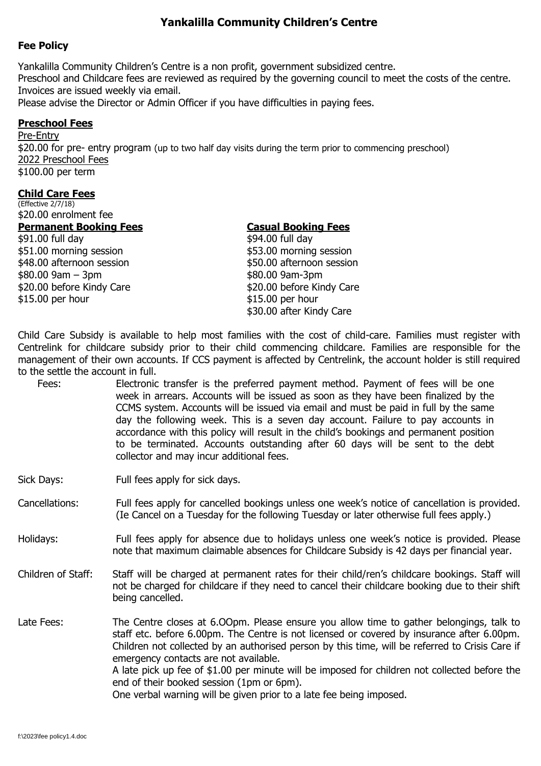# Yankalilla Community Children's Centre

## Fee Policy

Yankalilla Community Children's Centre is a non profit, government subsidized centre.
Preschool and Childcare fees are reviewed as required by the governing council to meet the costs of the centre.
Invoices are issued weekly via email.
Please advise the Director or Admin Officer if you have difficulties in paying fees.

### Preschool Fees

Pre-Entry
$20.00 for pre- entry program (up to two half day visits during the term prior to commencing preschool)
2022 Preschool Fees
$100.00 per term

### Child Care Fees

(Effective 2/7/18)
$20.00 enrolment fee

| **Permanent Booking Fees** | **Casual Booking Fees** |
|---|---|
| $91.00 full day | $94.00 full day |
| $51.00 morning session | $53.00 morning session |
| $48.00 afternoon session | $50.00 afternoon session |
| $80.00 9am – 3pm | $80.00 9am-3pm |
| $20.00 before Kindy Care | $20.00 before Kindy Care |
| $15.00 per hour | $15.00 per hour |
| | $30.00 after Kindy Care |

Child Care Subsidy is available to help most families with the cost of child-care. Families must register with Centrelink for childcare subsidy prior to their child commencing childcare. Families are responsible for the management of their own accounts. If CCS payment is affected by Centrelink, the account holder is still required to the settle the account in full.

Fees: Electronic transfer is the preferred payment method. Payment of fees will be one week in arrears. Accounts will be issued as soon as they have been finalized by the CCMS system. Accounts will be issued via email and must be paid in full by the same day the following week. This is a seven day account. Failure to pay accounts in accordance with this policy will result in the child's bookings and permanent position to be terminated. Accounts outstanding after 60 days will be sent to the debt collector and may incur additional fees.

Sick Days: Full fees apply for sick days.

Cancellations: Full fees apply for cancelled bookings unless one week's notice of cancellation is provided. (Ie Cancel on a Tuesday for the following Tuesday or later otherwise full fees apply.)

Holidays: Full fees apply for absence due to holidays unless one week's notice is provided. Please note that maximum claimable absences for Childcare Subsidy is 42 days per financial year.

Children of Staff: Staff will be charged at permanent rates for their child/ren's childcare bookings. Staff will not be charged for childcare if they need to cancel their childcare booking due to their shift being cancelled.

Late Fees: The Centre closes at 6.OOpm. Please ensure you allow time to gather belongings, talk to staff etc. before 6.00pm. The Centre is not licensed or covered by insurance after 6.00pm. Children not collected by an authorised person by this time, will be referred to Crisis Care if emergency contacts are not available.
A late pick up fee of $1.00 per minute will be imposed for children not collected before the end of their booked session (1pm or 6pm).
One verbal warning will be given prior to a late fee being imposed.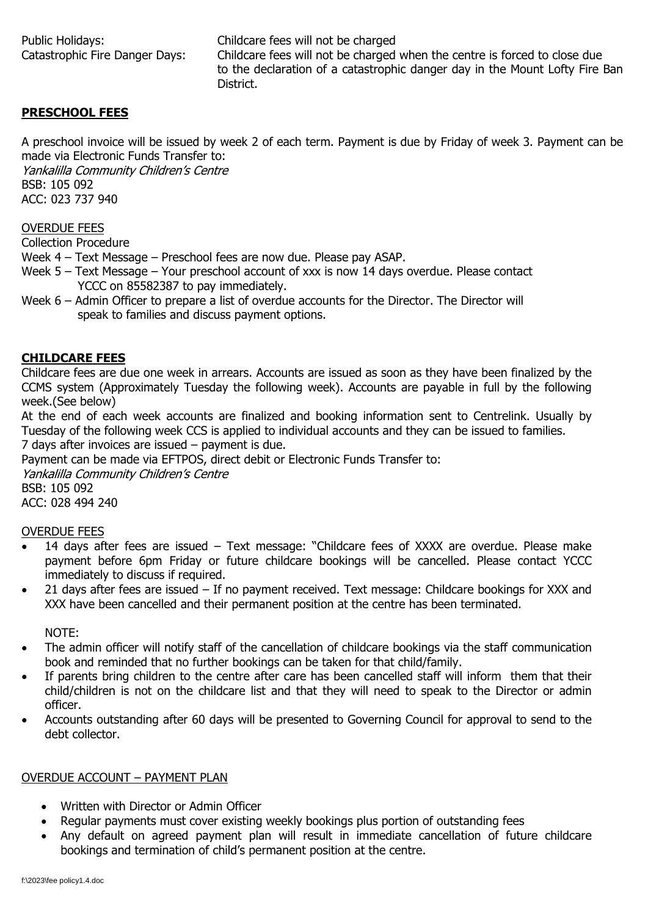Public Holidays: Childcare fees will not be charged

Catastrophic Fire Danger Days: Childcare fees will not be charged when the centre is forced to close due to the declaration of a catastrophic danger day in the Mount Lofty Fire Ban District.

## PRESCHOOL FEES

A preschool invoice will be issued by week 2 of each term. Payment is due by Friday of week 3. Payment can be made via Electronic Funds Transfer to:
*Yankalilla Community Children's Centre*
BSB: 105 092
ACC: 023 737 940

OVERDUE FEES

Collection Procedure

Week 4 – Text Message – Preschool fees are now due. Please pay ASAP.

Week 5 – Text Message – Your preschool account of xxx is now 14 days overdue. Please contact YCCC on 85582387 to pay immediately.

Week 6 – Admin Officer to prepare a list of overdue accounts for the Director. The Director will speak to families and discuss payment options.

## CHILDCARE FEES

Childcare fees are due one week in arrears. Accounts are issued as soon as they have been finalized by the CCMS system (Approximately Tuesday the following week). Accounts are payable in full by the following week.(See below)

At the end of each week accounts are finalized and booking information sent to Centrelink. Usually by Tuesday of the following week CCS is applied to individual accounts and they can be issued to families.

7 days after invoices are issued – payment is due.

Payment can be made via EFTPOS, direct debit or Electronic Funds Transfer to:
*Yankalilla Community Children's Centre*
BSB: 105 092
ACC: 028 494 240

OVERDUE FEES

- 14 days after fees are issued – Text message: "Childcare fees of XXXX are overdue. Please make payment before 6pm Friday or future childcare bookings will be cancelled. Please contact YCCC immediately to discuss if required.
- 21 days after fees are issued – If no payment received. Text message: Childcare bookings for XXX and XXX have been cancelled and their permanent position at the centre has been terminated.

NOTE:

- The admin officer will notify staff of the cancellation of childcare bookings via the staff communication book and reminded that no further bookings can be taken for that child/family.
- If parents bring children to the centre after care has been cancelled staff will inform them that their child/children is not on the childcare list and that they will need to speak to the Director or admin officer.
- Accounts outstanding after 60 days will be presented to Governing Council for approval to send to the debt collector.

OVERDUE ACCOUNT – PAYMENT PLAN

- Written with Director or Admin Officer
- Regular payments must cover existing weekly bookings plus portion of outstanding fees
- Any default on agreed payment plan will result in immediate cancellation of future childcare bookings and termination of child's permanent position at the centre.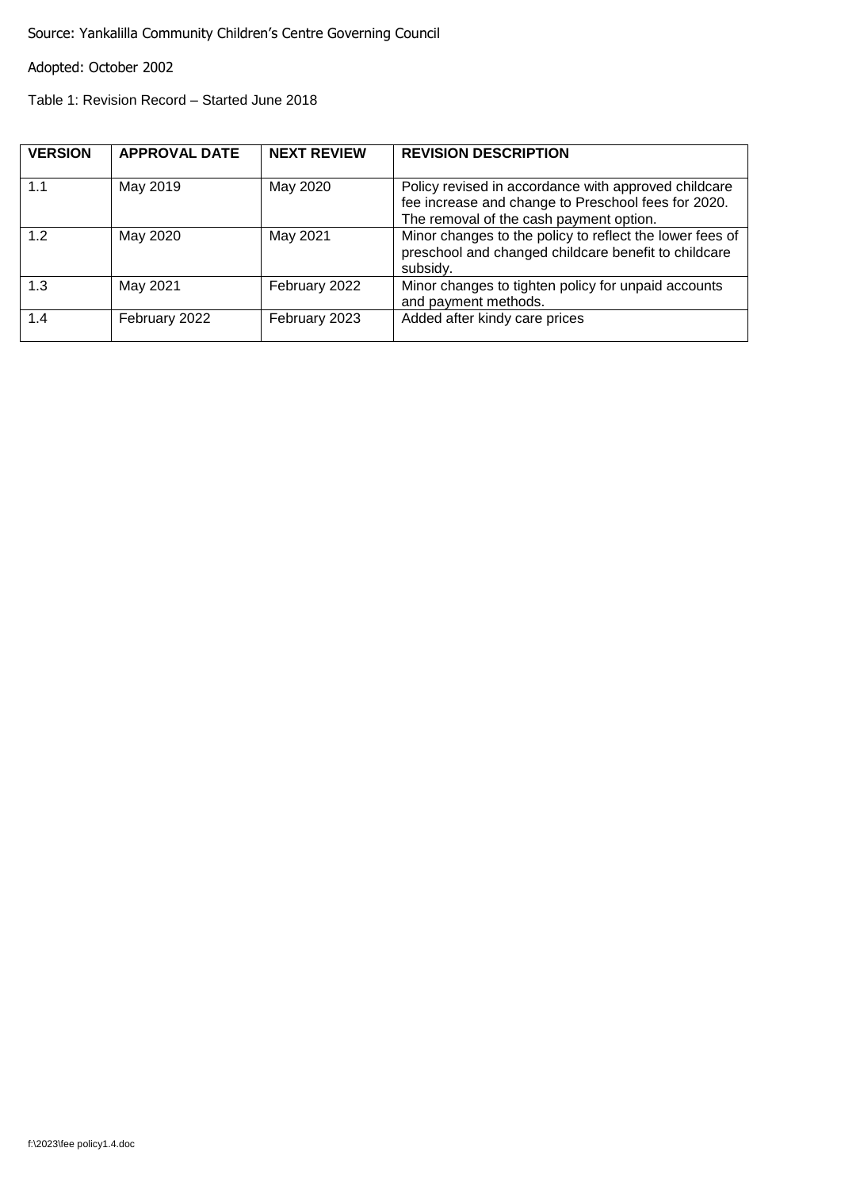Source: Yankalilla Community Children's Centre Governing Council

Adopted: October 2002

Table 1: Revision Record – Started June 2018

| VERSION | APPROVAL DATE | NEXT REVIEW | REVISION DESCRIPTION |
|---|---|---|---|
| 1.1 | May 2019 | May 2020 | Policy revised in accordance with approved childcare fee increase and change to Preschool fees for 2020. The removal of the cash payment option. |
| 1.2 | May 2020 | May 2021 | Minor changes to the policy to reflect the lower fees of preschool and changed childcare benefit to childcare subsidy. |
| 1.3 | May 2021 | February 2022 | Minor changes to tighten policy for unpaid accounts and payment methods. |
| 1.4 | February 2022 | February 2023 | Added after kindy care prices |

f:\2023\fee policy1.4.doc